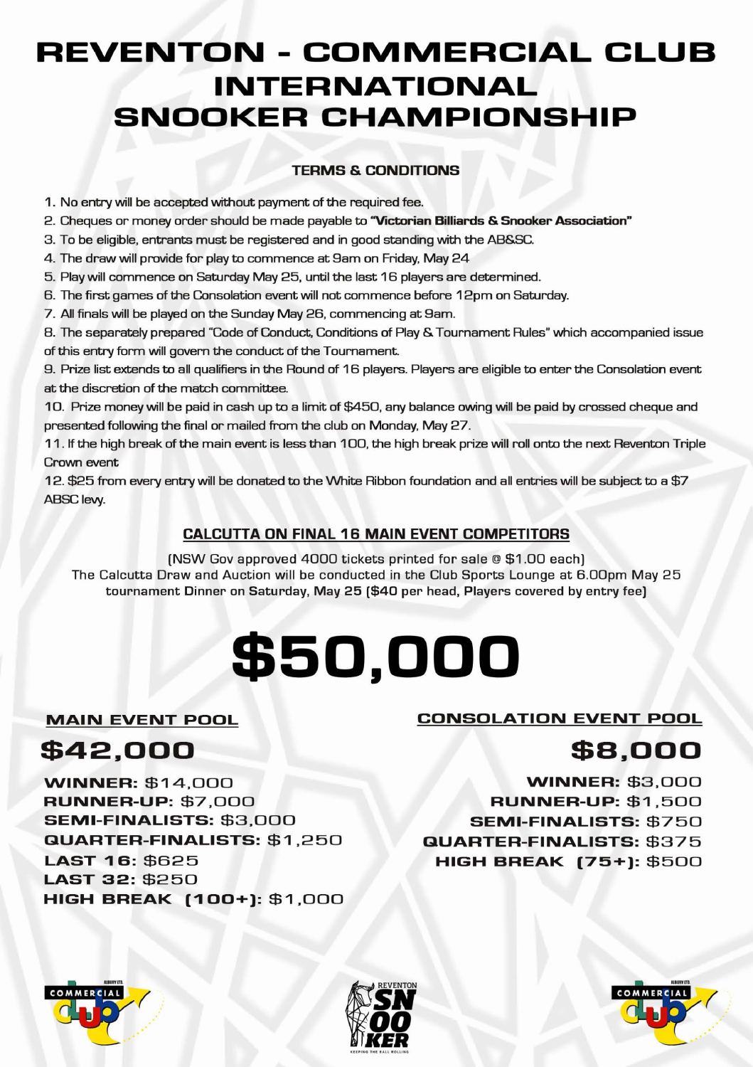# REVENTON - COMMERCIAL CLUB INTERNATIONAL SNOOKER CHAMPIONSHIP

## TERMS & CONDITIONS

1. No entry will be accepted without payment of the required fee.
2. Cheques or money order should be made payable to **"Victorian Billiards & Snooker Association"**
3. To be eligible, entrants must be registered and in good standing with the AB&SC.
4. The draw will provide for play to commence at 9am on Friday, May 24
5. Play will commence on Saturday May 25, until the last 16 players are determined.
6. The first games of the Consolation event will not commence before 12pm on Saturday.
7. All finals will be played on the Sunday May 26, commencing at 9am.
8. The separately prepared "Code of Conduct, Conditions of Play & Tournament Rules" which accompanied issue of this entry form will govern the conduct of the Tournament.
9. Prize list extends to all qualifiers in the Round of 16 players. Players are eligible to enter the Consolation event at the discretion of the match committee.
10. Prize money will be paid in cash up to a limit of $450, any balance owing will be paid by crossed cheque and presented following the final or mailed from the club on Monday, May 27.
11. If the high break of the main event is less than 100, the high break prize will roll onto the next Reventon Triple Crown event
12. $25 from every entry will be donated to the White Ribbon foundation and all entries will be subject to a $7 ABSC levy.

## CALCUTTA ON FINAL 16 MAIN EVENT COMPETITORS

(NSW Gov approved 4000 tickets printed for sale @ $1.00 each)
The Calcutta Draw and Auction will be conducted in the Club Sports Lounge at 6.00pm May 25
tournament Dinner on Saturday, May 25 ($40 per head, Players covered by entry fee)

# $50,000

### MAIN EVENT POOL

## $42,000

**WINNER:** $14,000
**RUNNER-UP:** $7,000
**SEMI-FINALISTS:** $3,000
**QUARTER-FINALISTS:** $1,250
**LAST 16:** $625
**LAST 32:** $250
**HIGH BREAK (100+):** $1,000

### CONSOLATION EVENT POOL

## $8,000

**WINNER:** $3,000
**RUNNER-UP:** $1,500
**SEMI-FINALISTS:** $750
**QUARTER-FINALISTS:** $375
**HIGH BREAK (75+):** $500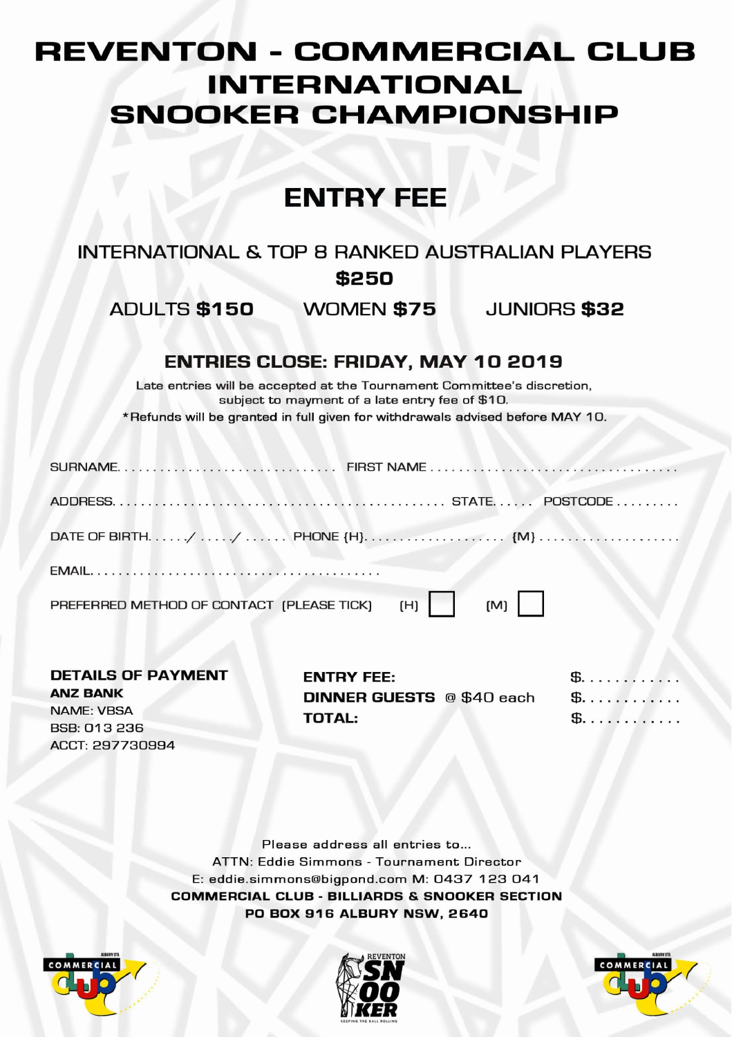# REVENTON - COMMERCIAL CLUB INTERNATIONAL SNOOKER CHAMPIONSHIP

## ENTRY FEE

INTERNATIONAL & TOP 8 RANKED AUSTRALIAN PLAYERS
**$250**

ADULTS **$150** WOMEN **$75** JUNIORS **$32**

### ENTRIES CLOSE: FRIDAY, MAY 10 2019

Late entries will be accepted at the Tournament Committee's discretion, subject to mayment of a late entry fee of $10.

*Refunds will be granted in full given for withdrawals advised before MAY 10.

SURNAME. . . . . . . . . . . . . . . . . . . . . . . . . . . . . . . FIRST NAME . . . . . . . . . . . . . . . . . . . . . . . . . . . . . . . . . . . . .

ADDRESS. . . . . . . . . . . . . . . . . . . . . . . . . . . . . . . . . . . . . . . . . . . . . . . . STATE. . . . . . POSTCODE . . . . . . . . .

DATE OF BIRTH. . . . . ./ . . . . ./ . . . . . . PHONE (H). . . . . . . . . . . . . . . . . . . . (M) . . . . . . . . . . . . . . . . . . . .

EMAIL. . . . . . . . . . . . . . . . . . . . . . . . . . . . . . . . . . . . . . . . .

PREFERRED METHOD OF CONTACT (PLEASE TICK) (H) ☐ (M) ☐

**DETAILS OF PAYMENT**
**ANZ BANK**
NAME: VBSA
BSB: 013 236
ACCT: 297730994

**ENTRY FEE:** $. . . . . . . . . . . .
**DINNER GUESTS** @ $40 each $. . . . . . . . . . . .
**TOTAL:** $. . . . . . . . . . . .

Please address all entries to...
ATTN: Eddie Simmons - Tournament Director
E: eddie.simmons@bigpond.com M: 0437 123 041
**COMMERCIAL CLUB - BILLIARDS & SNOOKER SECTION**
**PO BOX 916 ALBURY NSW, 2640**